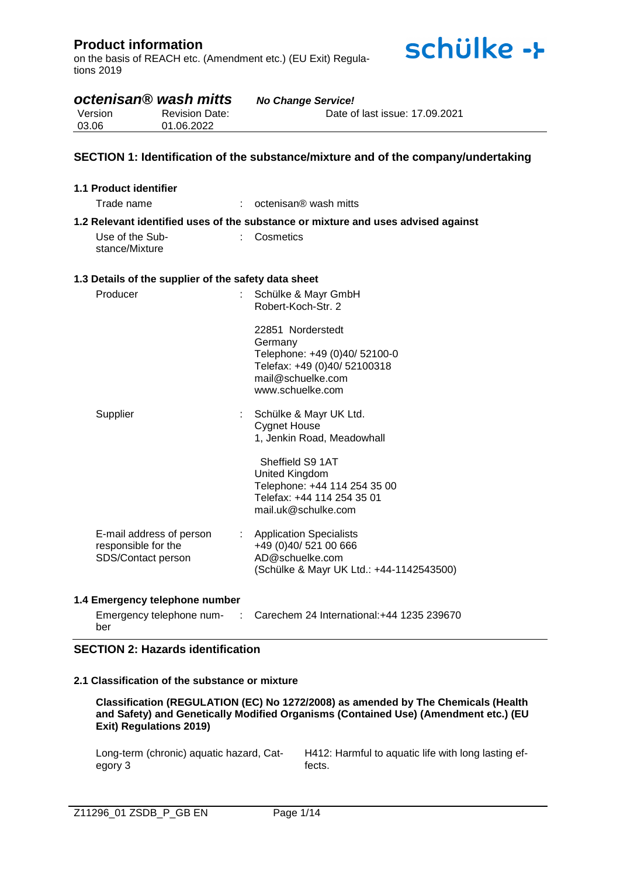# Product information

on the basis of REACH etc. (Amendment etc.) (EU Exit) Regulations 2019

## *octenisan® wash mitts*

***No Change Service!***

| Version | Revision Date: | Date of last issue: 17.09.2021 |
|---|---|---|
| 03.06 | 01.06.2022 | |

## SECTION 1: Identification of the substance/mixture and of the company/undertaking

### 1.1 Product identifier

Trade name : octenisan® wash mitts

### 1.2 Relevant identified uses of the substance or mixture and uses advised against

Use of the Substance/Mixture : Cosmetics

### 1.3 Details of the supplier of the safety data sheet

Producer : Schülke & Mayr GmbH
Robert-Koch-Str. 2

22851 Norderstedt
Germany
Telephone: +49 (0)40/ 52100-0
Telefax: +49 (0)40/ 52100318
mail@schuelke.com
www.schuelke.com

Supplier : Schülke & Mayr UK Ltd.
Cygnet House
1, Jenkin Road, Meadowhall

Sheffield S9 1AT
United Kingdom
Telephone: +44 114 254 35 00
Telefax: +44 114 254 35 01
mail.uk@schulke.com

E-mail address of person responsible for the SDS/Contact person : Application Specialists
+49 (0)40/ 521 00 666
AD@schuelke.com
(Schülke & Mayr UK Ltd.: +44-1142543500)

### 1.4 Emergency telephone number

Emergency telephone number : Carechem 24 International:+44 1235 239670

## SECTION 2: Hazards identification

### 2.1 Classification of the substance or mixture

**Classification (REGULATION (EC) No 1272/2008) as amended by The Chemicals (Health and Safety) and Genetically Modified Organisms (Contained Use) (Amendment etc.) (EU Exit) Regulations 2019)**

| | |
|---|---|
| Long-term (chronic) aquatic hazard, Category 3 | H412: Harmful to aquatic life with long lasting effects. |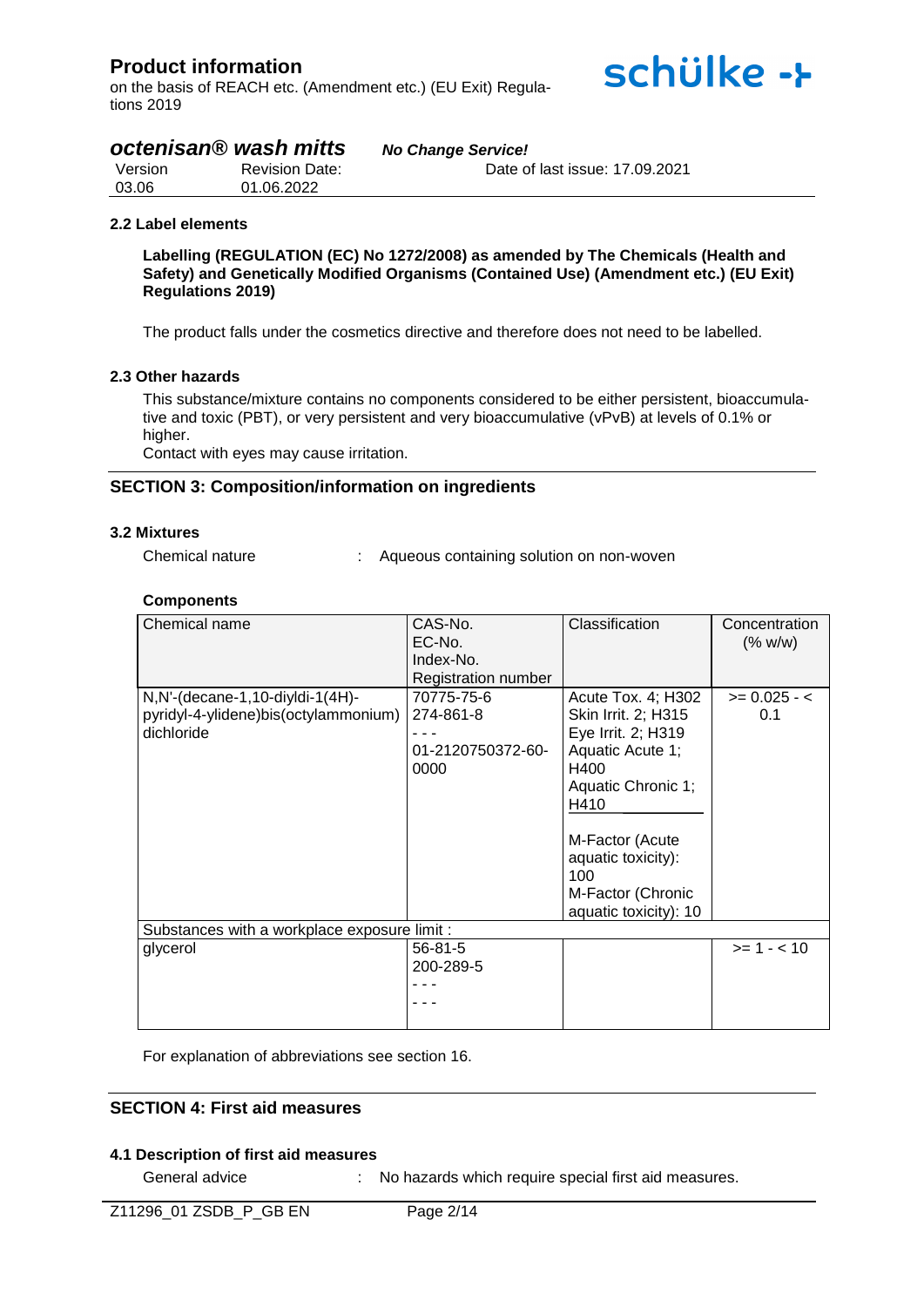### 2.2 Label elements

**Labelling (REGULATION (EC) No 1272/2008) as amended by The Chemicals (Health and Safety) and Genetically Modified Organisms (Contained Use) (Amendment etc.) (EU Exit) Regulations 2019)**

The product falls under the cosmetics directive and therefore does not need to be labelled.

### 2.3 Other hazards

This substance/mixture contains no components considered to be either persistent, bioaccumulative and toxic (PBT), or very persistent and very bioaccumulative (vPvB) at levels of 0.1% or higher.
Contact with eyes may cause irritation.

## SECTION 3: Composition/information on ingredients

### 3.2 Mixtures

Chemical nature : Aqueous containing solution on non-woven

**Components**

| Chemical name | CAS-No.<br>EC-No.<br>Index-No.<br>Registration number | Classification | Concentration (% w/w) |
|---|---|---|---|
| N,N'-(decane-1,10-diyldi-1(4H)-pyridyl-4-ylidene)bis(octylammonium) dichloride | 70775-75-6<br>274-861-8<br>- - -<br>01-2120750372-60-0000 | Acute Tox. 4; H302<br>Skin Irrit. 2; H315<br>Eye Irrit. 2; H319<br>Aquatic Acute 1; H400<br>Aquatic Chronic 1; H410<br><br>M-Factor (Acute aquatic toxicity): 100<br>M-Factor (Chronic aquatic toxicity): 10 | >= 0.025 - < 0.1 |
| Substances with a workplace exposure limit : | | | |
| glycerol | 56-81-5<br>200-289-5<br>- - -<br>- - - | | >= 1 - < 10 |

For explanation of abbreviations see section 16.

## SECTION 4: First aid measures

### 4.1 Description of first aid measures

General advice : No hazards which require special first aid measures.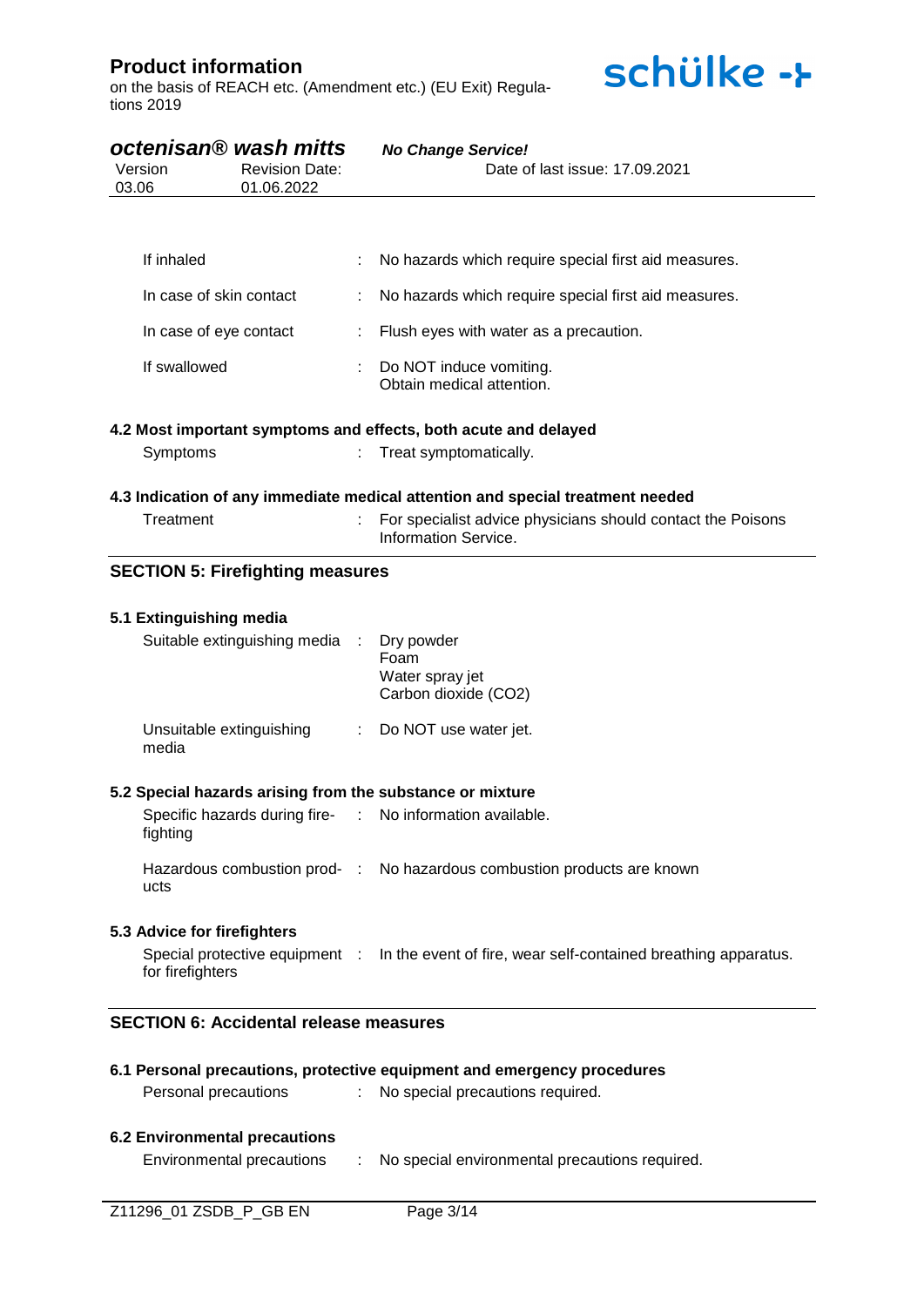| | | |
|---|---|---|
| If inhaled | : | No hazards which require special first aid measures. |
| In case of skin contact | : | No hazards which require special first aid measures. |
| In case of eye contact | : | Flush eyes with water as a precaution. |
| If swallowed | : | Do NOT induce vomiting.<br>Obtain medical attention. |

### 4.2 Most important symptoms and effects, both acute and delayed

| | | |
|---|---|---|
| Symptoms | : | Treat symptomatically. |

### 4.3 Indication of any immediate medical attention and special treatment needed

| | | |
|---|---|---|
| Treatment | : | For specialist advice physicians should contact the Poisons Information Service. |

## SECTION 5: Firefighting measures

### 5.1 Extinguishing media

| | | |
|---|---|---|
| Suitable extinguishing media | : | Dry powder<br>Foam<br>Water spray jet<br>Carbon dioxide ($CO_2$) |
| Unsuitable extinguishing media | : | Do NOT use water jet. |

### 5.2 Special hazards arising from the substance or mixture

| | | |
|---|---|---|
| Specific hazards during fire-fighting | : | No information available. |
| Hazardous combustion products | : | No hazardous combustion products are known |

### 5.3 Advice for firefighters

| | | |
|---|---|---|
| Special protective equipment for firefighters | : | In the event of fire, wear self-contained breathing apparatus. |

## SECTION 6: Accidental release measures

### 6.1 Personal precautions, protective equipment and emergency procedures

| | | |
|---|---|---|
| Personal precautions | : | No special precautions required. |

### 6.2 Environmental precautions

| | | |
|---|---|---|
| Environmental precautions | : | No special environmental precautions required. |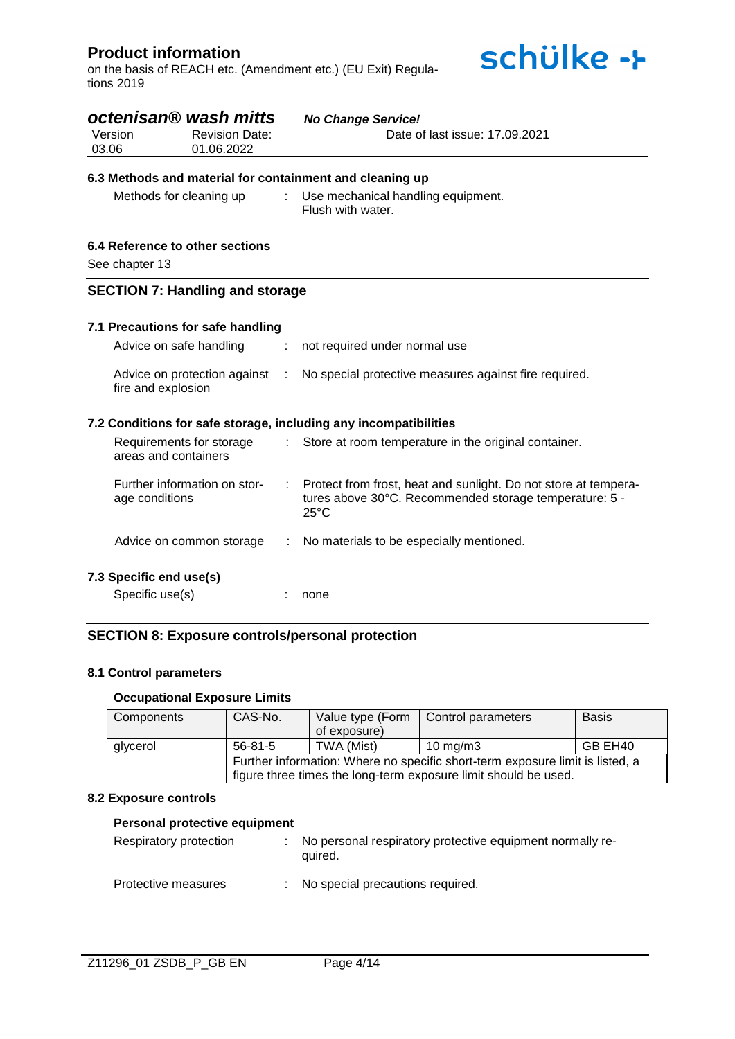### 6.3 Methods and material for containment and cleaning up

Methods for cleaning up : Use mechanical handling equipment.
Flush with water.

### 6.4 Reference to other sections

See chapter 13

## SECTION 7: Handling and storage

### 7.1 Precautions for safe handling

Advice on safe handling : not required under normal use

Advice on protection against fire and explosion : No special protective measures against fire required.

### 7.2 Conditions for safe storage, including any incompatibilities

Requirements for storage areas and containers : Store at room temperature in the original container.

Further information on storage conditions : Protect from frost, heat and sunlight. Do not store at temperatures above 30°C. Recommended storage temperature: 5 - 25°C

Advice on common storage : No materials to be especially mentioned.

### 7.3 Specific end use(s)

Specific use(s) : none

## SECTION 8: Exposure controls/personal protection

### 8.1 Control parameters

**Occupational Exposure Limits**

| Components | CAS-No. | Value type (Form of exposure) | Control parameters | Basis |
|---|---|---|---|---|
| glycerol | 56-81-5 | TWA (Mist) | 10 mg/m3 | GB EH40 |
| | Further information: Where no specific short-term exposure limit is listed, a figure three times the long-term exposure limit should be used. | | | |

### 8.2 Exposure controls

**Personal protective equipment**

Respiratory protection : No personal respiratory protective equipment normally required.

Protective measures : No special precautions required.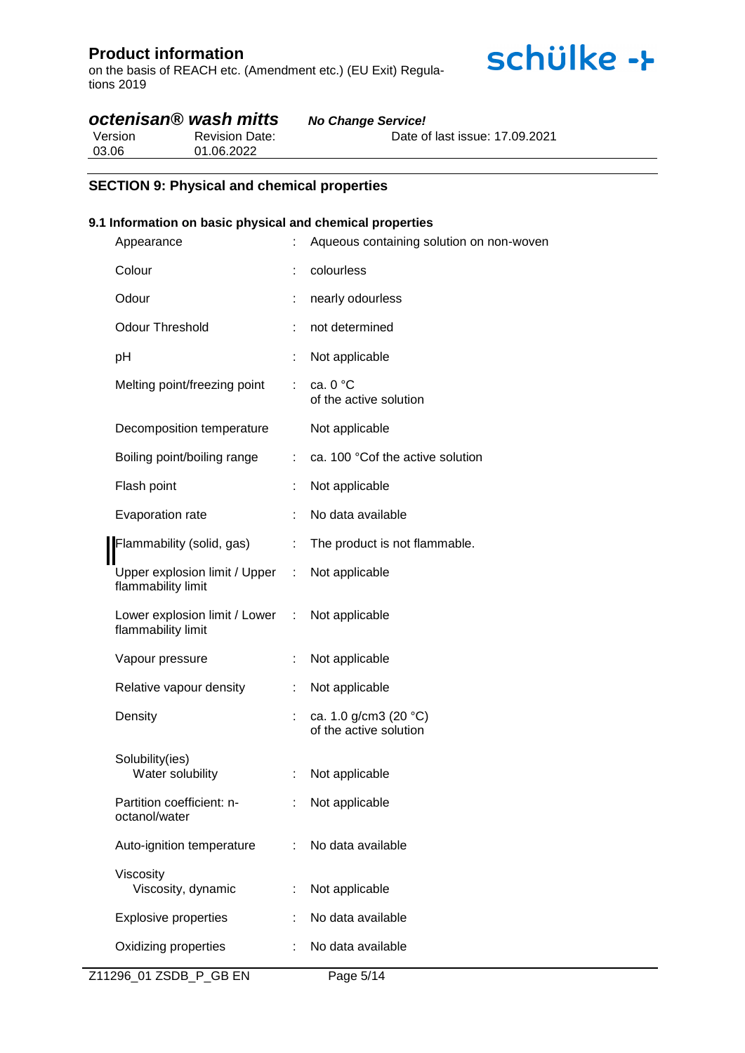## SECTION 9: Physical and chemical properties

### 9.1 Information on basic physical and chemical properties

| Property | | Value |
|---|---|---|
| Appearance | : | Aqueous containing solution on non-woven |
| Colour | : | colourless |
| Odour | : | nearly odourless |
| Odour Threshold | : | not determined |
| pH | : | Not applicable |
| Melting point/freezing point | : | ca. 0 °C<br>of the active solution |
| Decomposition temperature | | Not applicable |
| Boiling point/boiling range | : | ca. 100 °Cof the active solution |
| Flash point | : | Not applicable |
| Evaporation rate | : | No data available |
| Flammability (solid, gas) | : | The product is not flammable. |
| Upper explosion limit / Upper flammability limit | : | Not applicable |
| Lower explosion limit / Lower flammability limit | : | Not applicable |
| Vapour pressure | : | Not applicable |
| Relative vapour density | : | Not applicable |
| Density | : | ca. 1.0 g/cm3 (20 °C)<br>of the active solution |
| Solubility(ies)<br>Water solubility | : | Not applicable |
| Partition coefficient: n-octanol/water | : | Not applicable |
| Auto-ignition temperature | : | No data available |
| Viscosity<br>Viscosity, dynamic | : | Not applicable |
| Explosive properties | : | No data available |
| Oxidizing properties | : | No data available |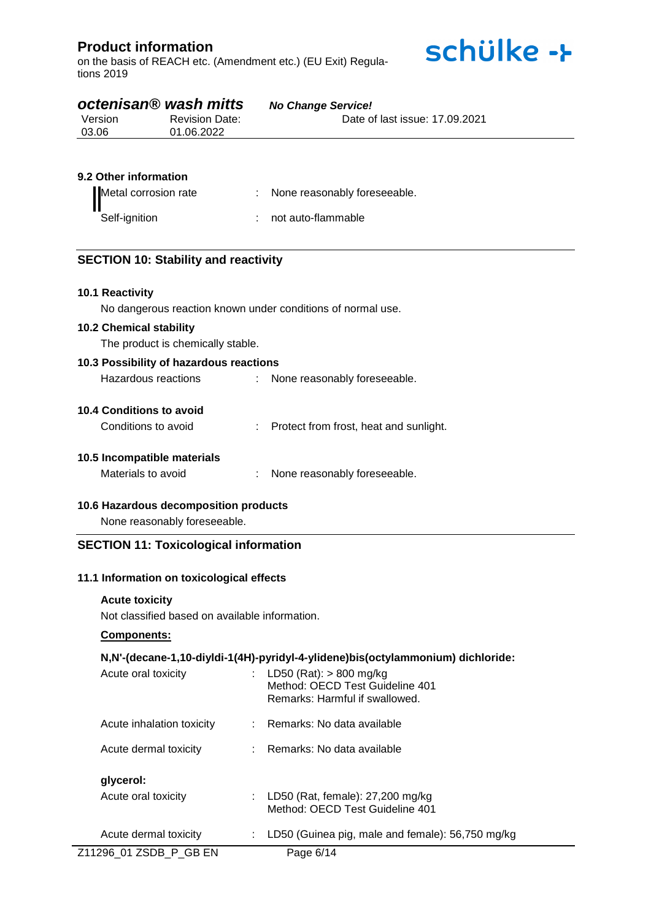### 9.2 Other information

| | | |
|---|---|---|
| Metal corrosion rate | : | None reasonably foreseeable. |
| Self-ignition | : | not auto-flammable |

## SECTION 10: Stability and reactivity

### 10.1 Reactivity

No dangerous reaction known under conditions of normal use.

### 10.2 Chemical stability

The product is chemically stable.

### 10.3 Possibility of hazardous reactions

| | | |
|---|---|---|
| Hazardous reactions | : | None reasonably foreseeable. |

### 10.4 Conditions to avoid

| | | |
|---|---|---|
| Conditions to avoid | : | Protect from frost, heat and sunlight. |

### 10.5 Incompatible materials

| | | |
|---|---|---|
| Materials to avoid | : | None reasonably foreseeable. |

### 10.6 Hazardous decomposition products

None reasonably foreseeable.

## SECTION 11: Toxicological information

### 11.1 Information on toxicological effects

**Acute toxicity**

Not classified based on available information.

**Components:**

**N,N'-(decane-1,10-diyldi-1(4H)-pyridyl-4-ylidene)bis(octylammonium) dichloride:**

| | | |
|---|---|---|
| Acute oral toxicity | : | LD50 (Rat): > 800 mg/kg<br>Method: OECD Test Guideline 401<br>Remarks: Harmful if swallowed. |
| Acute inhalation toxicity | : | Remarks: No data available |
| Acute dermal toxicity | : | Remarks: No data available |

**glycerol:**

| | | |
|---|---|---|
| Acute oral toxicity | : | LD50 (Rat, female): 27,200 mg/kg<br>Method: OECD Test Guideline 401 |
| Acute dermal toxicity | : | LD50 (Guinea pig, male and female): 56,750 mg/kg |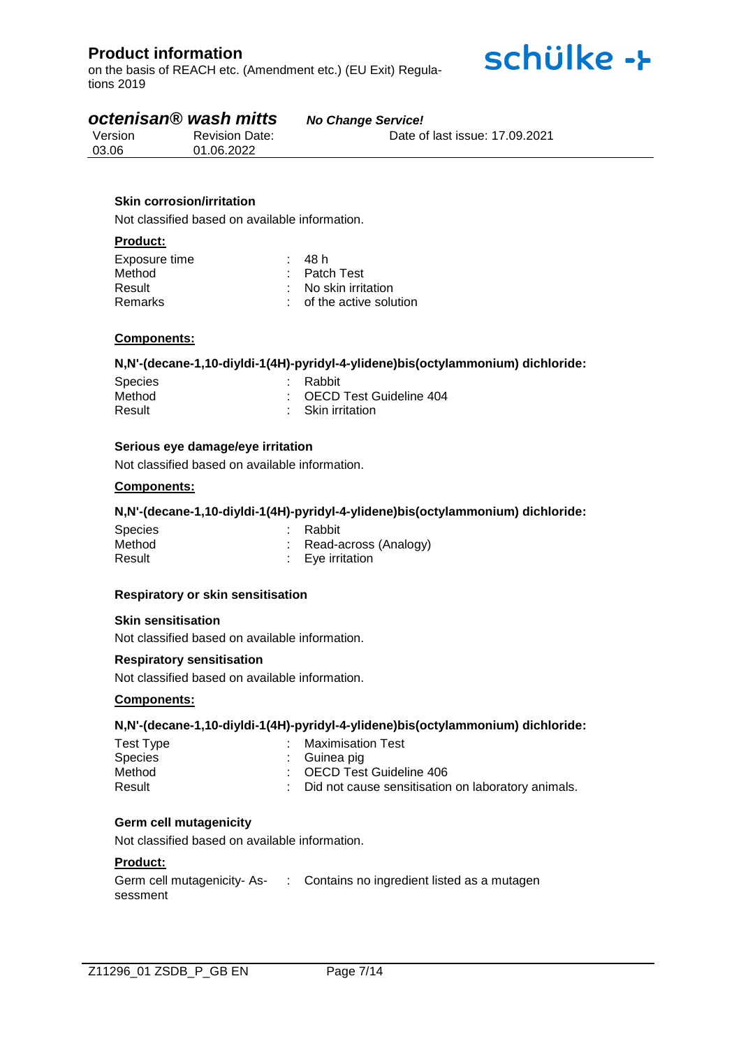### Skin corrosion/irritation

Not classified based on available information.

**Product:**

| | | |
|---|---|---|
| Exposure time | : | 48 h |
| Method | : | Patch Test |
| Result | : | No skin irritation |
| Remarks | : | of the active solution |

**Components:**

**N,N'-(decane-1,10-diyldi-1(4H)-pyridyl-4-ylidene)bis(octylammonium) dichloride:**

| | | |
|---|---|---|
| Species | : | Rabbit |
| Method | : | OECD Test Guideline 404 |
| Result | : | Skin irritation |

### Serious eye damage/eye irritation

Not classified based on available information.

**Components:**

**N,N'-(decane-1,10-diyldi-1(4H)-pyridyl-4-ylidene)bis(octylammonium) dichloride:**

| | | |
|---|---|---|
| Species | : | Rabbit |
| Method | : | Read-across (Analogy) |
| Result | : | Eye irritation |

### Respiratory or skin sensitisation

#### Skin sensitisation

Not classified based on available information.

#### Respiratory sensitisation

Not classified based on available information.

**Components:**

**N,N'-(decane-1,10-diyldi-1(4H)-pyridyl-4-ylidene)bis(octylammonium) dichloride:**

| | | |
|---|---|---|
| Test Type | : | Maximisation Test |
| Species | : | Guinea pig |
| Method | : | OECD Test Guideline 406 |
| Result | : | Did not cause sensitisation on laboratory animals. |

### Germ cell mutagenicity

Not classified based on available information.

**Product:**

| | | |
|---|---|---|
| Germ cell mutagenicity- Assessment | : | Contains no ingredient listed as a mutagen |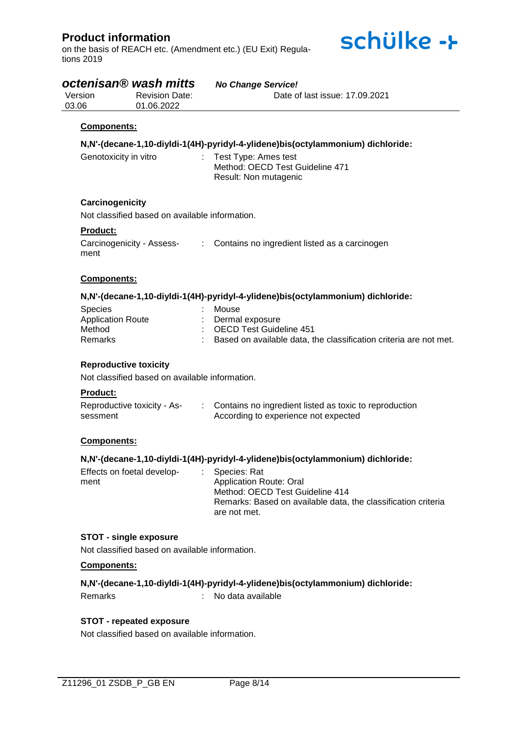**Components:**

**N,N'-(decane-1,10-diyldi-1(4H)-pyridyl-4-ylidene)bis(octylammonium) dichloride:**

| | | |
|---|---|---|
| Genotoxicity in vitro | : | Test Type: Ames test<br>Method: OECD Test Guideline 471<br>Result: Non mutagenic |

**Carcinogenicity**

Not classified based on available information.

**Product:**

| | | |
|---|---|---|
| Carcinogenicity - Assessment | : | Contains no ingredient listed as a carcinogen |

**Components:**

**N,N'-(decane-1,10-diyldi-1(4H)-pyridyl-4-ylidene)bis(octylammonium) dichloride:**

| | | |
|---|---|---|
| Species | : | Mouse |
| Application Route | : | Dermal exposure |
| Method | : | OECD Test Guideline 451 |
| Remarks | : | Based on available data, the classification criteria are not met. |

**Reproductive toxicity**

Not classified based on available information.

**Product:**

| | | |
|---|---|---|
| Reproductive toxicity - Assessment | : | Contains no ingredient listed as toxic to reproduction<br>According to experience not expected |

**Components:**

**N,N'-(decane-1,10-diyldi-1(4H)-pyridyl-4-ylidene)bis(octylammonium) dichloride:**

| | | |
|---|---|---|
| Effects on foetal development | : | Species: Rat<br>Application Route: Oral<br>Method: OECD Test Guideline 414<br>Remarks: Based on available data, the classification criteria are not met. |

**STOT - single exposure**

Not classified based on available information.

**Components:**

**N,N'-(decane-1,10-diyldi-1(4H)-pyridyl-4-ylidene)bis(octylammonium) dichloride:**

| | | |
|---|---|---|
| Remarks | : | No data available |

**STOT - repeated exposure**

Not classified based on available information.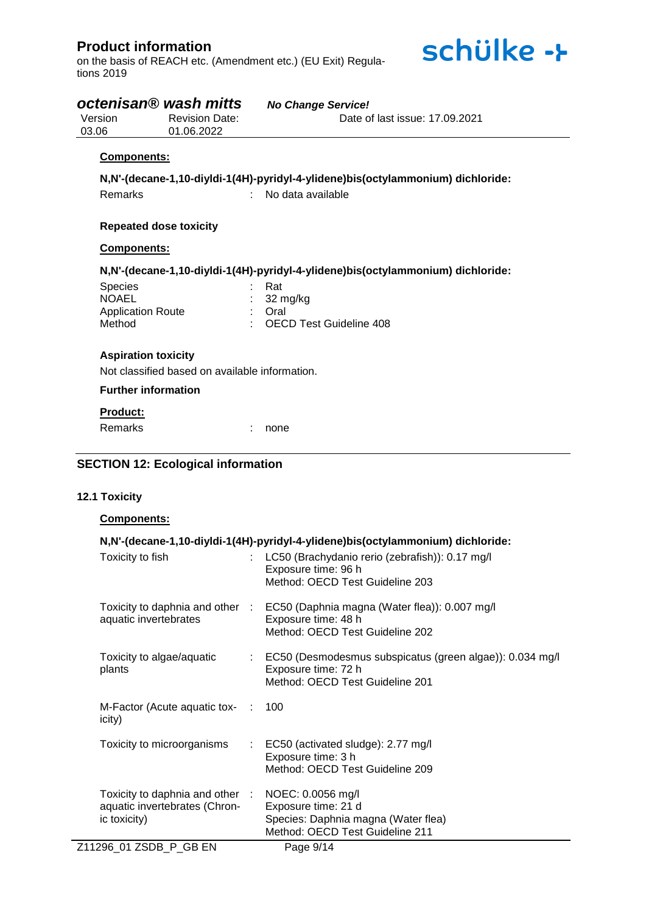**Components:**

**N,N'-(decane-1,10-diyldi-1(4H)-pyridyl-4-ylidene)bis(octylammonium) dichloride:**

Remarks : No data available

**Repeated dose toxicity**

**Components:**

**N,N'-(decane-1,10-diyldi-1(4H)-pyridyl-4-ylidene)bis(octylammonium) dichloride:**

| | |
|---|---|
| Species | : Rat |
| NOAEL | : 32 mg/kg |
| Application Route | : Oral |
| Method | : OECD Test Guideline 408 |

**Aspiration toxicity**

Not classified based on available information.

**Further information**

**Product:**

Remarks : none

## SECTION 12: Ecological information

### 12.1 Toxicity

**Components:**

**N,N'-(decane-1,10-diyldi-1(4H)-pyridyl-4-ylidene)bis(octylammonium) dichloride:**

| | |
|---|---|
| Toxicity to fish | : LC50 (Brachydanio rerio (zebrafish)): 0.17 mg/l<br>Exposure time: 96 h<br>Method: OECD Test Guideline 203 |
| Toxicity to daphnia and other aquatic invertebrates | : EC50 (Daphnia magna (Water flea)): 0.007 mg/l<br>Exposure time: 48 h<br>Method: OECD Test Guideline 202 |
| Toxicity to algae/aquatic plants | : EC50 (Desmodesmus subspicatus (green algae)): 0.034 mg/l<br>Exposure time: 72 h<br>Method: OECD Test Guideline 201 |
| M-Factor (Acute aquatic toxicity) | : 100 |
| Toxicity to microorganisms | : EC50 (activated sludge): 2.77 mg/l<br>Exposure time: 3 h<br>Method: OECD Test Guideline 209 |
| Toxicity to daphnia and other aquatic invertebrates (Chronic toxicity) | : NOEC: 0.0056 mg/l<br>Exposure time: 21 d<br>Species: Daphnia magna (Water flea)<br>Method: OECD Test Guideline 211 |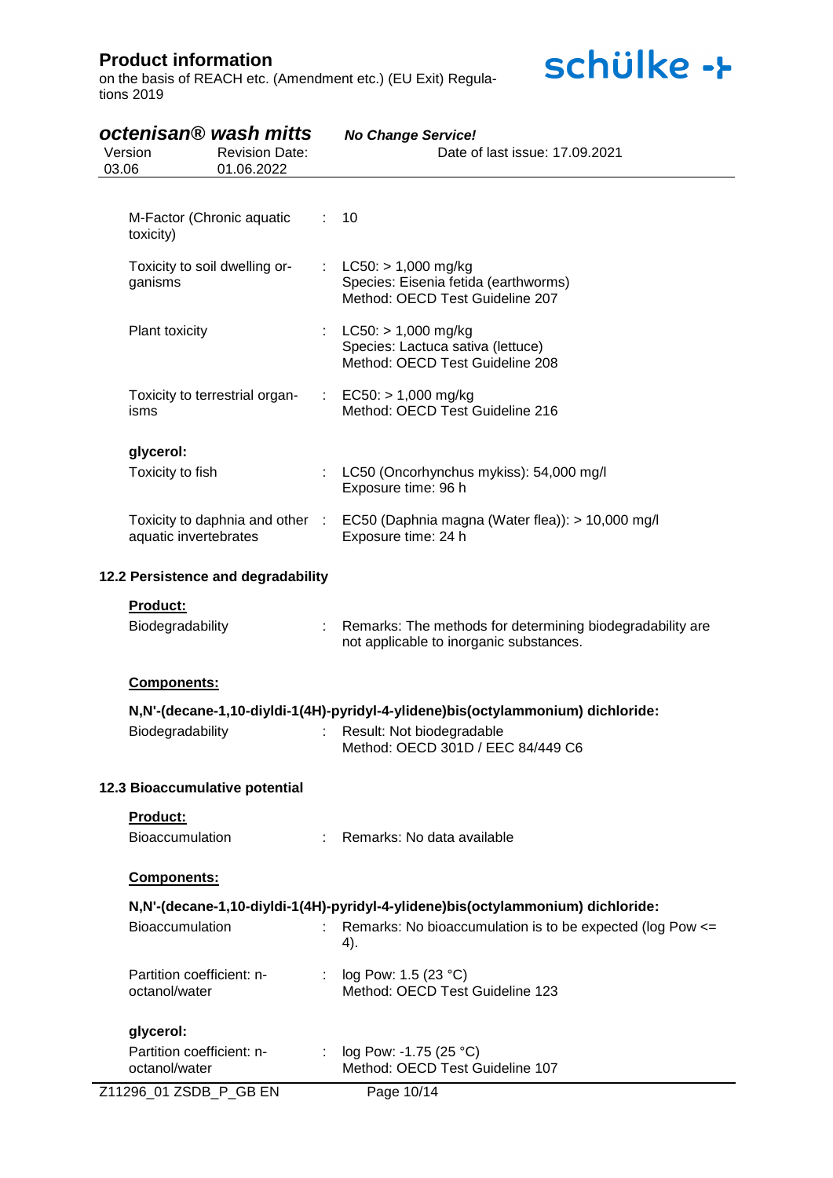M-Factor (Chronic aquatic toxicity) : 10

Toxicity to soil dwelling organisms : LC50: > 1,000 mg/kg
Species: Eisenia fetida (earthworms)
Method: OECD Test Guideline 207

Plant toxicity : LC50: > 1,000 mg/kg
Species: Lactuca sativa (lettuce)
Method: OECD Test Guideline 208

Toxicity to terrestrial organisms : EC50: > 1,000 mg/kg
Method: OECD Test Guideline 216

**glycerol:**

Toxicity to fish : LC50 (Oncorhynchus mykiss): 54,000 mg/l
Exposure time: 96 h

Toxicity to daphnia and other aquatic invertebrates : EC50 (Daphnia magna (Water flea)): > 10,000 mg/l
Exposure time: 24 h

### 12.2 Persistence and degradability

**Product:**

Biodegradability : Remarks: The methods for determining biodegradability are not applicable to inorganic substances.

**Components:**

**N,N'-(decane-1,10-diyldi-1(4H)-pyridyl-4-ylidene)bis(octylammonium) dichloride:**

Biodegradability : Result: Not biodegradable
Method: OECD 301D / EEC 84/449 C6

### 12.3 Bioaccumulative potential

**Product:**

Bioaccumulation : Remarks: No data available

**Components:**

**N,N'-(decane-1,10-diyldi-1(4H)-pyridyl-4-ylidene)bis(octylammonium) dichloride:**

Bioaccumulation : Remarks: No bioaccumulation is to be expected (log Pow <= 4).

Partition coefficient: n-octanol/water : log Pow: 1.5 (23 °C)
Method: OECD Test Guideline 123

**glycerol:**

Partition coefficient: n-octanol/water : log Pow: -1.75 (25 °C)
Method: OECD Test Guideline 107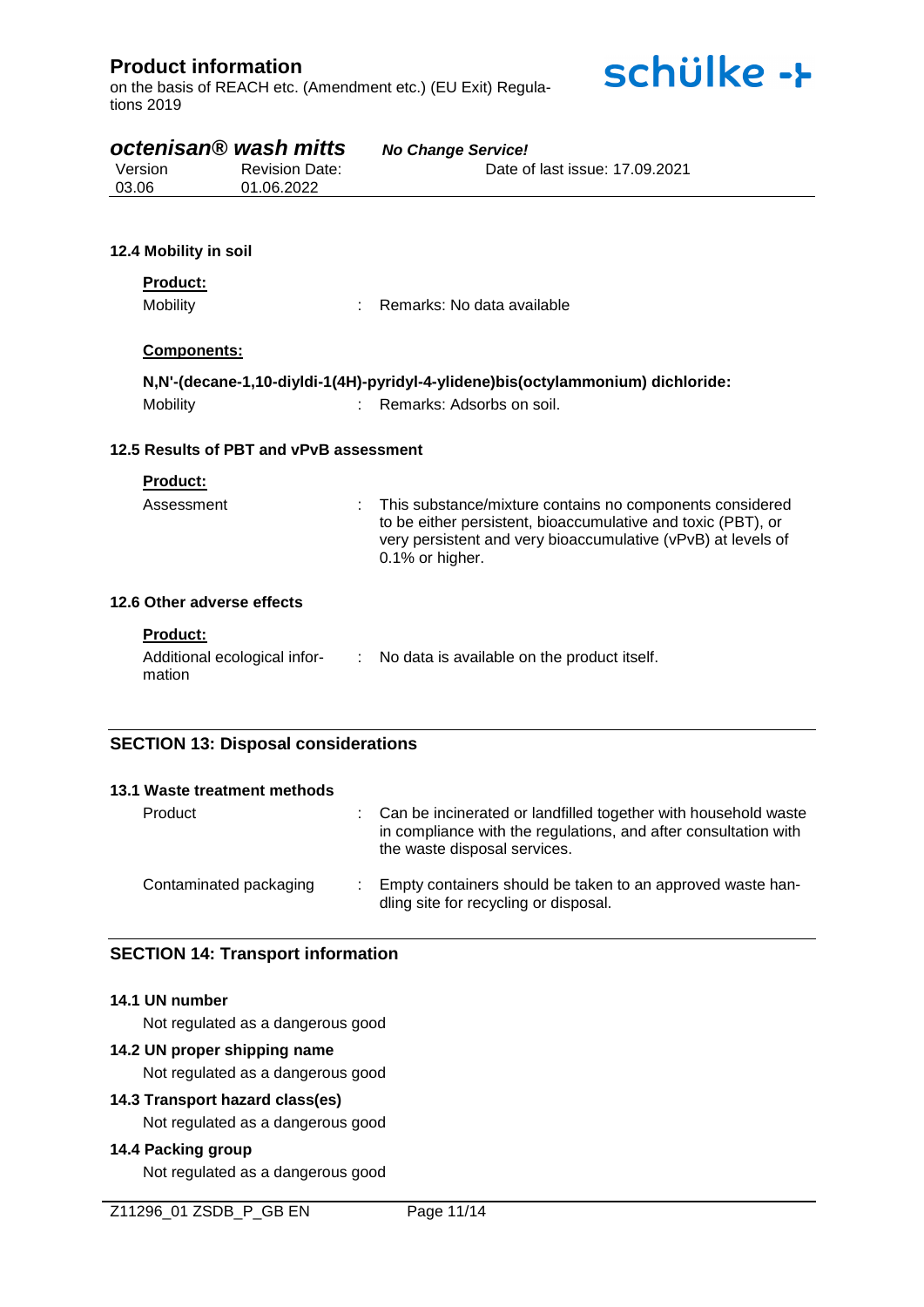### 12.4 Mobility in soil

**Product:**

Mobility : Remarks: No data available

**Components:**

**N,N'-(decane-1,10-diyldi-1(4H)-pyridyl-4-ylidene)bis(octylammonium) dichloride:**

Mobility : Remarks: Adsorbs on soil.

### 12.5 Results of PBT and vPvB assessment

**Product:**

Assessment : This substance/mixture contains no components considered to be either persistent, bioaccumulative and toxic (PBT), or very persistent and very bioaccumulative (vPvB) at levels of 0.1% or higher.

### 12.6 Other adverse effects

**Product:**

Additional ecological information : No data is available on the product itself.

## SECTION 13: Disposal considerations

### 13.1 Waste treatment methods

Product : Can be incinerated or landfilled together with household waste in compliance with the regulations, and after consultation with the waste disposal services.

Contaminated packaging : Empty containers should be taken to an approved waste handling site for recycling or disposal.

## SECTION 14: Transport information

### 14.1 UN number

Not regulated as a dangerous good

### 14.2 UN proper shipping name

Not regulated as a dangerous good

### 14.3 Transport hazard class(es)

Not regulated as a dangerous good

### 14.4 Packing group

Not regulated as a dangerous good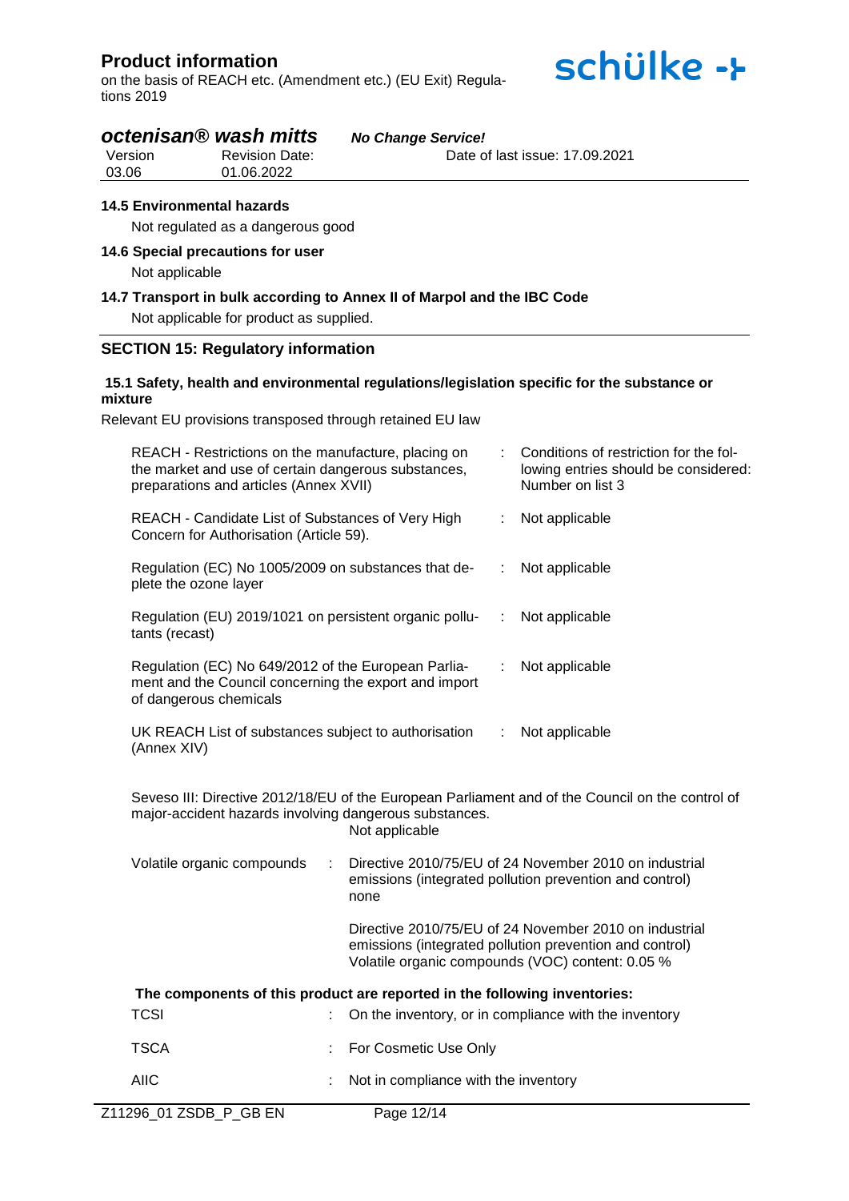**14.5 Environmental hazards**

Not regulated as a dangerous good

**14.6 Special precautions for user**

Not applicable

**14.7 Transport in bulk according to Annex II of Marpol and the IBC Code**

Not applicable for product as supplied.

## SECTION 15: Regulatory information

**15.1 Safety, health and environmental regulations/legislation specific for the substance or mixture**

Relevant EU provisions transposed through retained EU law

| | | |
|---|---|---|
| REACH - Restrictions on the manufacture, placing on the market and use of certain dangerous substances, preparations and articles (Annex XVII) | : | Conditions of restriction for the following entries should be considered: Number on list 3 |
| REACH - Candidate List of Substances of Very High Concern for Authorisation (Article 59). | : | Not applicable |
| Regulation (EC) No 1005/2009 on substances that deplete the ozone layer | : | Not applicable |
| Regulation (EU) 2019/1021 on persistent organic pollutants (recast) | : | Not applicable |
| Regulation (EC) No 649/2012 of the European Parliament and the Council concerning the export and import of dangerous chemicals | : | Not applicable |
| UK REACH List of substances subject to authorisation (Annex XIV) | : | Not applicable |

Seveso III: Directive 2012/18/EU of the European Parliament and of the Council on the control of major-accident hazards involving dangerous substances.
Not applicable

| | | |
|---|---|---|
| Volatile organic compounds | : | Directive 2010/75/EU of 24 November 2010 on industrial emissions (integrated pollution prevention and control) none |
| | | Directive 2010/75/EU of 24 November 2010 on industrial emissions (integrated pollution prevention and control) Volatile organic compounds (VOC) content: 0.05 % |

**The components of this product are reported in the following inventories:**

| | | |
|---|---|---|
| TCSI | : | On the inventory, or in compliance with the inventory |
| TSCA | : | For Cosmetic Use Only |
| AIIC | : | Not in compliance with the inventory |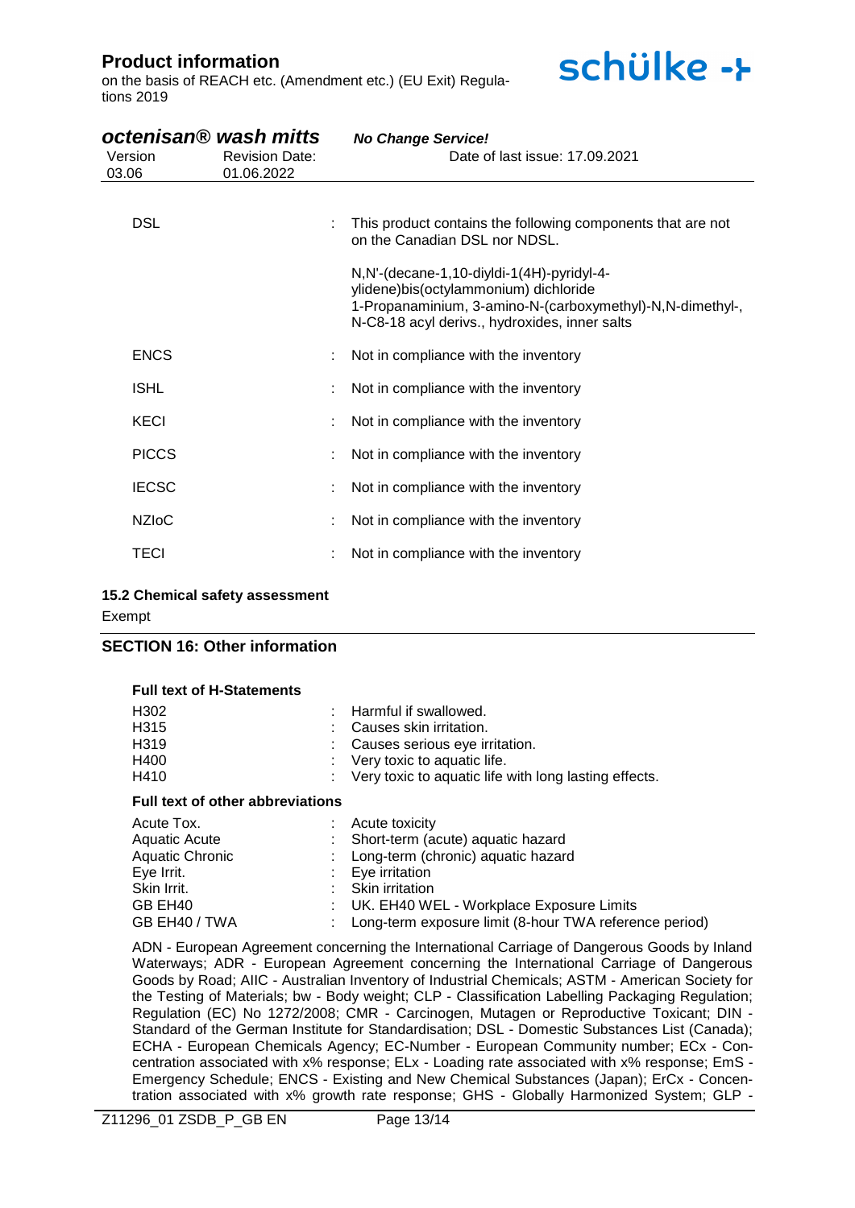| | | |
|---|---|---|
| DSL | : | This product contains the following components that are not on the Canadian DSL nor NDSL.<br><br>N,N'-(decane-1,10-diyldi-1(4H)-pyridyl-4-ylidene)bis(octylammonium) dichloride<br>1-Propanaminium, 3-amino-N-(carboxymethyl)-N,N-dimethyl-, N-C8-18 acyl derivs., hydroxides, inner salts |
| ENCS | : | Not in compliance with the inventory |
| ISHL | : | Not in compliance with the inventory |
| KECI | : | Not in compliance with the inventory |
| PICCS | : | Not in compliance with the inventory |
| IECSC | : | Not in compliance with the inventory |
| NZIoC | : | Not in compliance with the inventory |
| TECI | : | Not in compliance with the inventory |

### 15.2 Chemical safety assessment

Exempt

## SECTION 16: Other information

**Full text of H-Statements**

| | | |
|---|---|---|
| H302 | : | Harmful if swallowed. |
| H315 | : | Causes skin irritation. |
| H319 | : | Causes serious eye irritation. |
| H400 | : | Very toxic to aquatic life. |
| H410 | : | Very toxic to aquatic life with long lasting effects. |

**Full text of other abbreviations**

| | | |
|---|---|---|
| Acute Tox. | : | Acute toxicity |
| Aquatic Acute | : | Short-term (acute) aquatic hazard |
| Aquatic Chronic | : | Long-term (chronic) aquatic hazard |
| Eye Irrit. | : | Eye irritation |
| Skin Irrit. | : | Skin irritation |
| GB EH40 | : | UK. EH40 WEL - Workplace Exposure Limits |
| GB EH40 / TWA | : | Long-term exposure limit (8-hour TWA reference period) |

ADN - European Agreement concerning the International Carriage of Dangerous Goods by Inland Waterways; ADR - European Agreement concerning the International Carriage of Dangerous Goods by Road; AIIC - Australian Inventory of Industrial Chemicals; ASTM - American Society for the Testing of Materials; bw - Body weight; CLP - Classification Labelling Packaging Regulation; Regulation (EC) No 1272/2008; CMR - Carcinogen, Mutagen or Reproductive Toxicant; DIN - Standard of the German Institute for Standardisation; DSL - Domestic Substances List (Canada); ECHA - European Chemicals Agency; EC-Number - European Community number; ECx - Concentration associated with x% response; ELx - Loading rate associated with x% response; EmS - Emergency Schedule; ENCS - Existing and New Chemical Substances (Japan); ErCx - Concentration associated with x% growth rate response; GHS - Globally Harmonized System; GLP -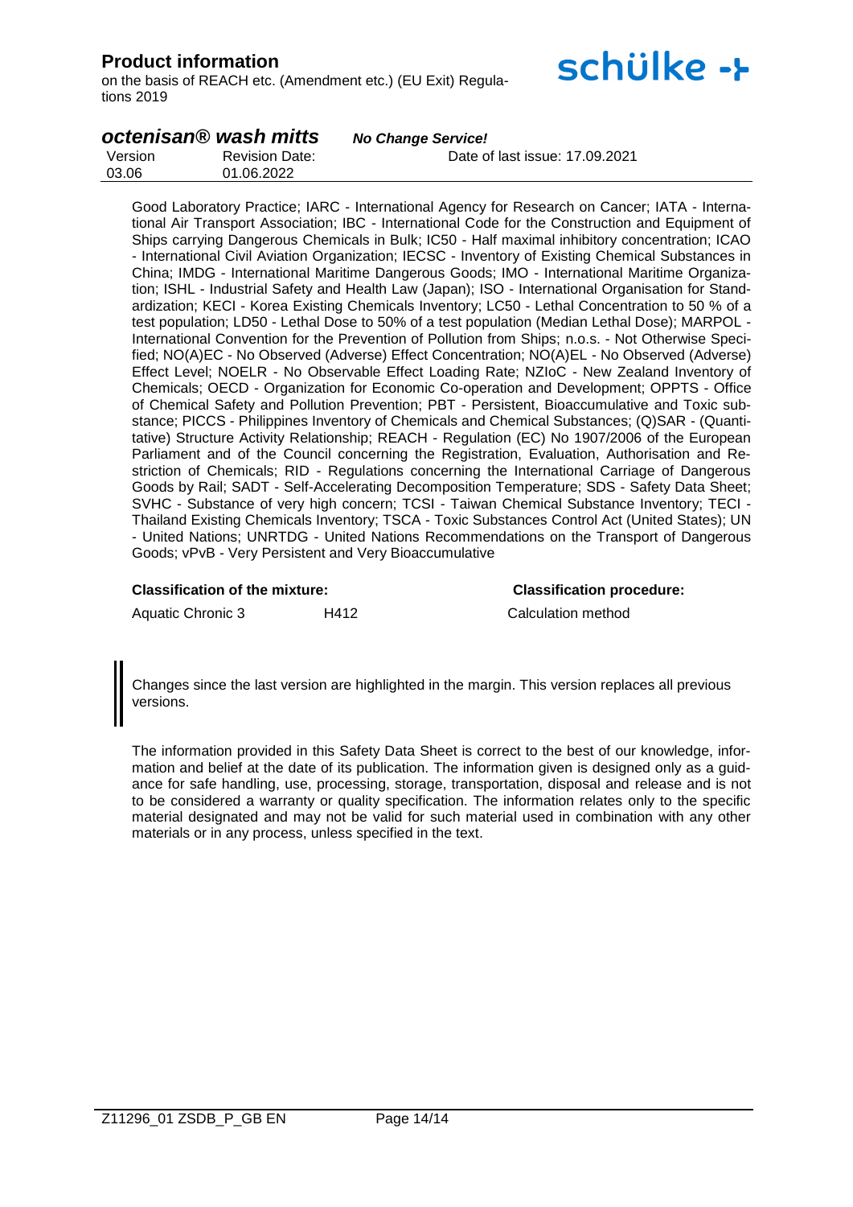Good Laboratory Practice; IARC - International Agency for Research on Cancer; IATA - International Air Transport Association; IBC - International Code for the Construction and Equipment of Ships carrying Dangerous Chemicals in Bulk; IC50 - Half maximal inhibitory concentration; ICAO - International Civil Aviation Organization; IECSC - Inventory of Existing Chemical Substances in China; IMDG - International Maritime Dangerous Goods; IMO - International Maritime Organization; ISHL - Industrial Safety and Health Law (Japan); ISO - International Organisation for Standardization; KECI - Korea Existing Chemicals Inventory; LC50 - Lethal Concentration to 50 % of a test population; LD50 - Lethal Dose to 50% of a test population (Median Lethal Dose); MARPOL - International Convention for the Prevention of Pollution from Ships; n.o.s. - Not Otherwise Specified; NO(A)EC - No Observed (Adverse) Effect Concentration; NO(A)EL - No Observed (Adverse) Effect Level; NOELR - No Observable Effect Loading Rate; NZIoC - New Zealand Inventory of Chemicals; OECD - Organization for Economic Co-operation and Development; OPPTS - Office of Chemical Safety and Pollution Prevention; PBT - Persistent, Bioaccumulative and Toxic substance; PICCS - Philippines Inventory of Chemicals and Chemical Substances; (Q)SAR - (Quantitative) Structure Activity Relationship; REACH - Regulation (EC) No 1907/2006 of the European Parliament and of the Council concerning the Registration, Evaluation, Authorisation and Restriction of Chemicals; RID - Regulations concerning the International Carriage of Dangerous Goods by Rail; SADT - Self-Accelerating Decomposition Temperature; SDS - Safety Data Sheet; SVHC - Substance of very high concern; TCSI - Taiwan Chemical Substance Inventory; TECI - Thailand Existing Chemicals Inventory; TSCA - Toxic Substances Control Act (United States); UN - United Nations; UNRTDG - United Nations Recommendations on the Transport of Dangerous Goods; vPvB - Very Persistent and Very Bioaccumulative

| Classification of the mixture: | | Classification procedure: |
|---|---|---|
| Aquatic Chronic 3 | H412 | Calculation method |

Changes since the last version are highlighted in the margin. This version replaces all previous versions.

The information provided in this Safety Data Sheet is correct to the best of our knowledge, information and belief at the date of its publication. The information given is designed only as a guidance for safe handling, use, processing, storage, transportation, disposal and release and is not to be considered a warranty or quality specification. The information relates only to the specific material designated and may not be valid for such material used in combination with any other materials or in any process, unless specified in the text.